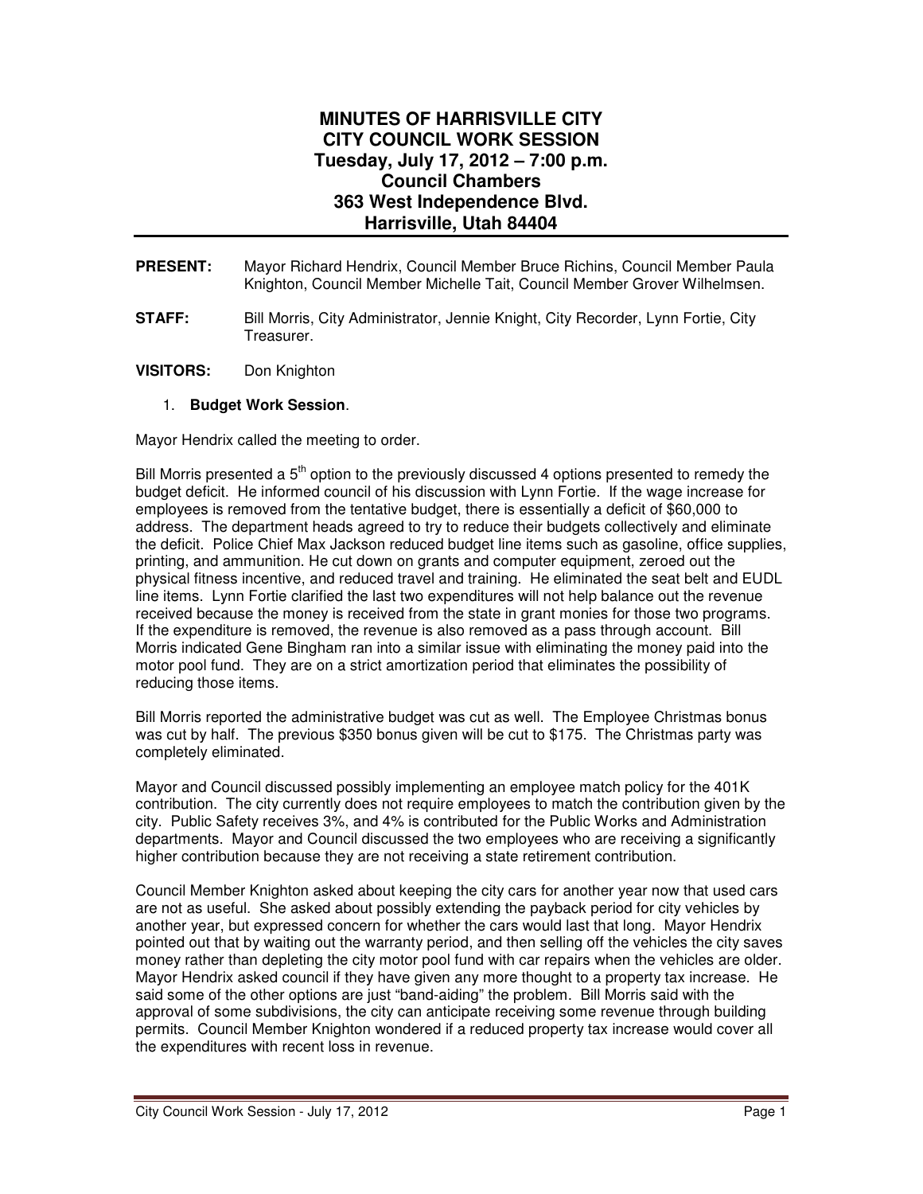# MINUTES OF HARRISVILLE CITY CITY COUNCIL WORK SESSION
## Tuesday, July 17, 2012 – 7:00 p.m.
## Council Chambers
## 363 West Independence Blvd.
## Harrisville, Utah 84404

**PRESENT:** Mayor Richard Hendrix, Council Member Bruce Richins, Council Member Paula Knighton, Council Member Michelle Tait, Council Member Grover Wilhelmsen.

**STAFF:** Bill Morris, City Administrator, Jennie Knight, City Recorder, Lynn Fortie, City Treasurer.

**VISITORS:** Don Knighton

1. **Budget Work Session**.

Mayor Hendrix called the meeting to order.

Bill Morris presented a 5th option to the previously discussed 4 options presented to remedy the budget deficit. He informed council of his discussion with Lynn Fortie. If the wage increase for employees is removed from the tentative budget, there is essentially a deficit of $60,000 to address. The department heads agreed to try to reduce their budgets collectively and eliminate the deficit. Police Chief Max Jackson reduced budget line items such as gasoline, office supplies, printing, and ammunition. He cut down on grants and computer equipment, zeroed out the physical fitness incentive, and reduced travel and training. He eliminated the seat belt and EUDL line items. Lynn Fortie clarified the last two expenditures will not help balance out the revenue received because the money is received from the state in grant monies for those two programs. If the expenditure is removed, the revenue is also removed as a pass through account. Bill Morris indicated Gene Bingham ran into a similar issue with eliminating the money paid into the motor pool fund. They are on a strict amortization period that eliminates the possibility of reducing those items.

Bill Morris reported the administrative budget was cut as well. The Employee Christmas bonus was cut by half. The previous $350 bonus given will be cut to $175. The Christmas party was completely eliminated.

Mayor and Council discussed possibly implementing an employee match policy for the 401K contribution. The city currently does not require employees to match the contribution given by the city. Public Safety receives 3%, and 4% is contributed for the Public Works and Administration departments. Mayor and Council discussed the two employees who are receiving a significantly higher contribution because they are not receiving a state retirement contribution.

Council Member Knighton asked about keeping the city cars for another year now that used cars are not as useful. She asked about possibly extending the payback period for city vehicles by another year, but expressed concern for whether the cars would last that long. Mayor Hendrix pointed out that by waiting out the warranty period, and then selling off the vehicles the city saves money rather than depleting the city motor pool fund with car repairs when the vehicles are older. Mayor Hendrix asked council if they have given any more thought to a property tax increase. He said some of the other options are just "band-aiding" the problem. Bill Morris said with the approval of some subdivisions, the city can anticipate receiving some revenue through building permits. Council Member Knighton wondered if a reduced property tax increase would cover all the expenditures with recent loss in revenue.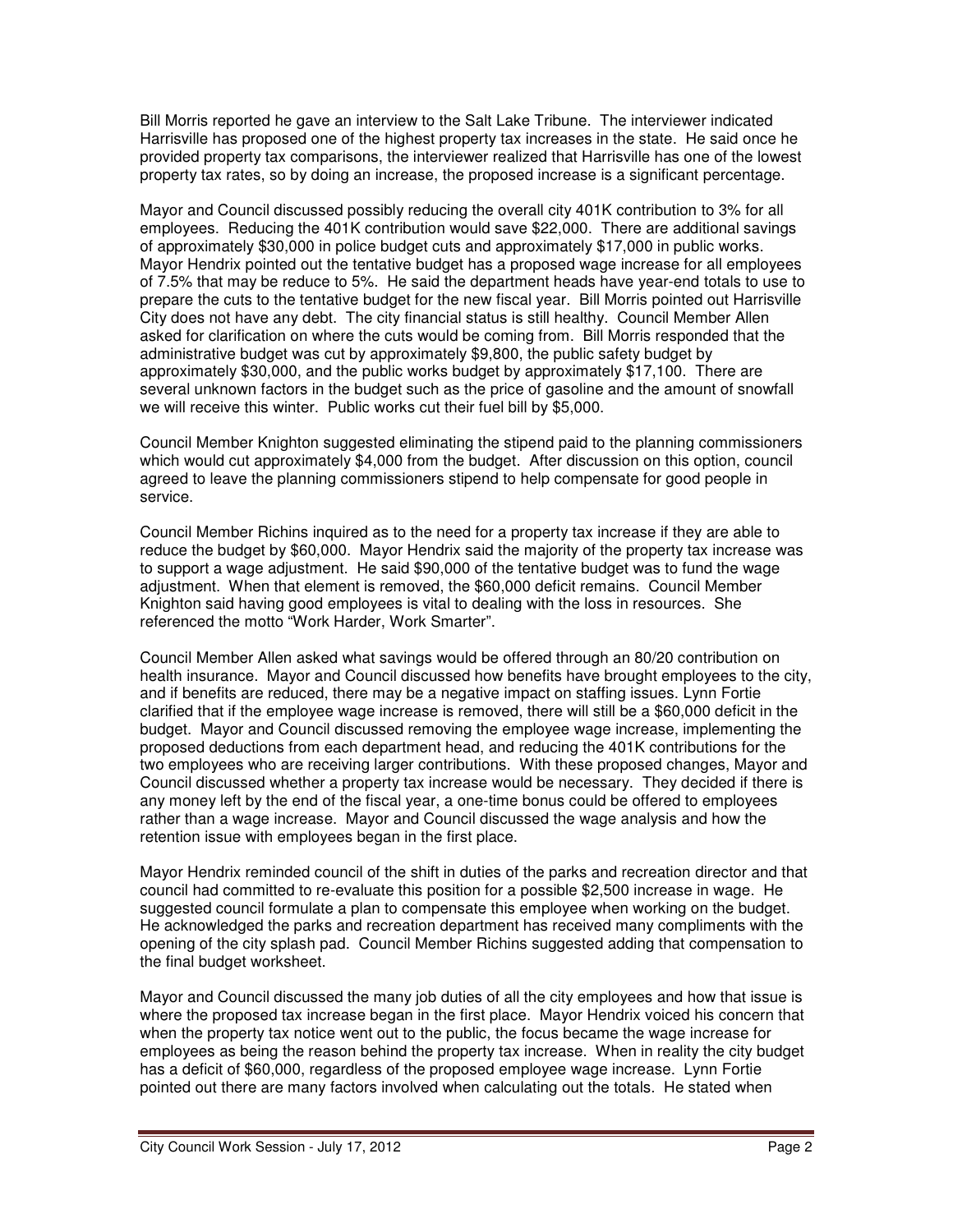Bill Morris reported he gave an interview to the Salt Lake Tribune. The interviewer indicated Harrisville has proposed one of the highest property tax increases in the state. He said once he provided property tax comparisons, the interviewer realized that Harrisville has one of the lowest property tax rates, so by doing an increase, the proposed increase is a significant percentage.

Mayor and Council discussed possibly reducing the overall city 401K contribution to 3% for all employees. Reducing the 401K contribution would save $22,000. There are additional savings of approximately $30,000 in police budget cuts and approximately $17,000 in public works. Mayor Hendrix pointed out the tentative budget has a proposed wage increase for all employees of 7.5% that may be reduce to 5%. He said the department heads have year-end totals to use to prepare the cuts to the tentative budget for the new fiscal year. Bill Morris pointed out Harrisville City does not have any debt. The city financial status is still healthy. Council Member Allen asked for clarification on where the cuts would be coming from. Bill Morris responded that the administrative budget was cut by approximately $9,800, the public safety budget by approximately $30,000, and the public works budget by approximately $17,100. There are several unknown factors in the budget such as the price of gasoline and the amount of snowfall we will receive this winter. Public works cut their fuel bill by $5,000.

Council Member Knighton suggested eliminating the stipend paid to the planning commissioners which would cut approximately $4,000 from the budget. After discussion on this option, council agreed to leave the planning commissioners stipend to help compensate for good people in service.

Council Member Richins inquired as to the need for a property tax increase if they are able to reduce the budget by $60,000. Mayor Hendrix said the majority of the property tax increase was to support a wage adjustment. He said $90,000 of the tentative budget was to fund the wage adjustment. When that element is removed, the $60,000 deficit remains. Council Member Knighton said having good employees is vital to dealing with the loss in resources. She referenced the motto "Work Harder, Work Smarter".

Council Member Allen asked what savings would be offered through an 80/20 contribution on health insurance. Mayor and Council discussed how benefits have brought employees to the city, and if benefits are reduced, there may be a negative impact on staffing issues. Lynn Fortie clarified that if the employee wage increase is removed, there will still be a $60,000 deficit in the budget. Mayor and Council discussed removing the employee wage increase, implementing the proposed deductions from each department head, and reducing the 401K contributions for the two employees who are receiving larger contributions. With these proposed changes, Mayor and Council discussed whether a property tax increase would be necessary. They decided if there is any money left by the end of the fiscal year, a one-time bonus could be offered to employees rather than a wage increase. Mayor and Council discussed the wage analysis and how the retention issue with employees began in the first place.

Mayor Hendrix reminded council of the shift in duties of the parks and recreation director and that council had committed to re-evaluate this position for a possible $2,500 increase in wage. He suggested council formulate a plan to compensate this employee when working on the budget. He acknowledged the parks and recreation department has received many compliments with the opening of the city splash pad. Council Member Richins suggested adding that compensation to the final budget worksheet.

Mayor and Council discussed the many job duties of all the city employees and how that issue is where the proposed tax increase began in the first place. Mayor Hendrix voiced his concern that when the property tax notice went out to the public, the focus became the wage increase for employees as being the reason behind the property tax increase. When in reality the city budget has a deficit of $60,000, regardless of the proposed employee wage increase. Lynn Fortie pointed out there are many factors involved when calculating out the totals. He stated when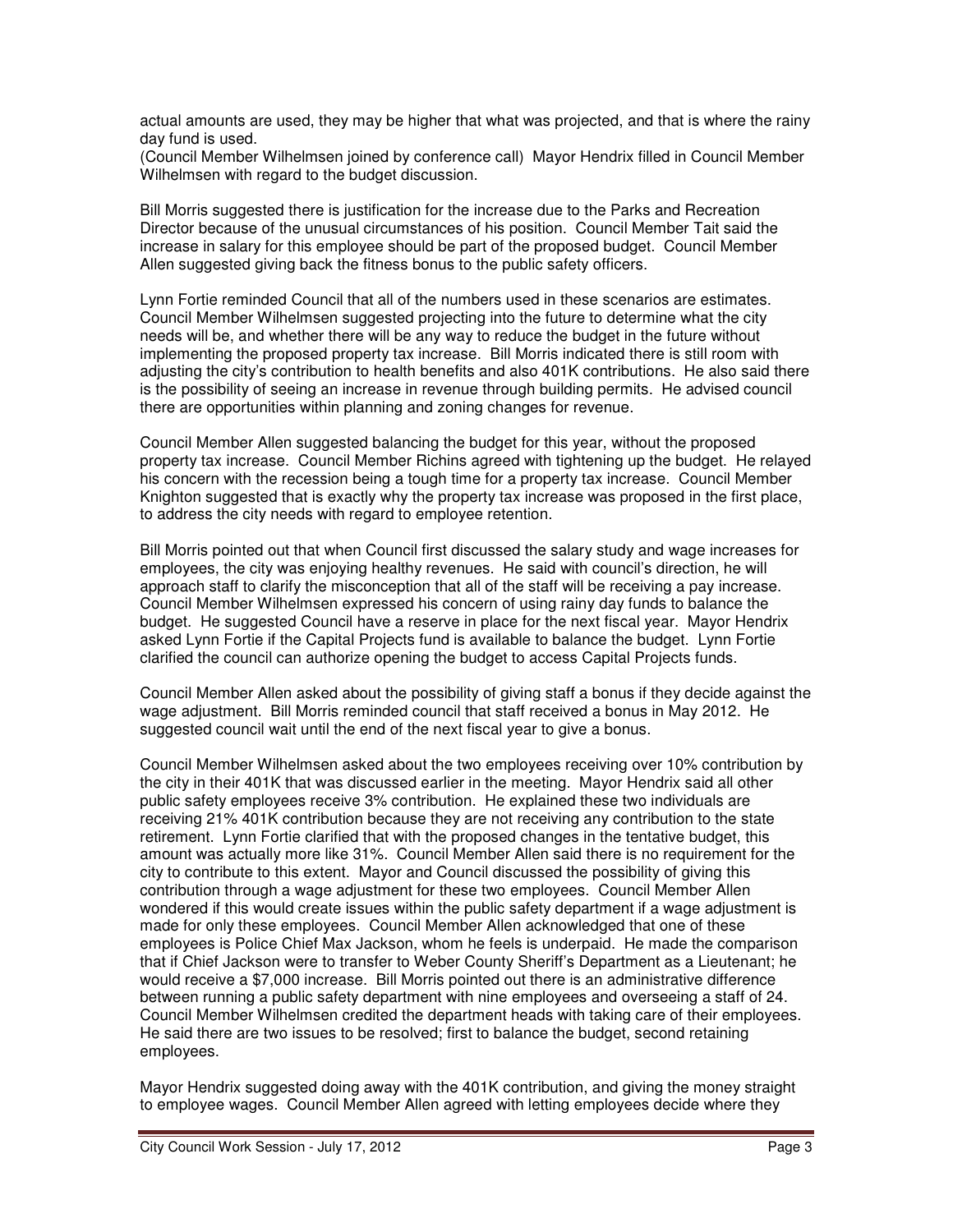actual amounts are used, they may be higher that what was projected, and that is where the rainy day fund is used.

(Council Member Wilhelmsen joined by conference call) Mayor Hendrix filled in Council Member Wilhelmsen with regard to the budget discussion.

Bill Morris suggested there is justification for the increase due to the Parks and Recreation Director because of the unusual circumstances of his position. Council Member Tait said the increase in salary for this employee should be part of the proposed budget. Council Member Allen suggested giving back the fitness bonus to the public safety officers.

Lynn Fortie reminded Council that all of the numbers used in these scenarios are estimates. Council Member Wilhelmsen suggested projecting into the future to determine what the city needs will be, and whether there will be any way to reduce the budget in the future without implementing the proposed property tax increase. Bill Morris indicated there is still room with adjusting the city's contribution to health benefits and also 401K contributions. He also said there is the possibility of seeing an increase in revenue through building permits. He advised council there are opportunities within planning and zoning changes for revenue.

Council Member Allen suggested balancing the budget for this year, without the proposed property tax increase. Council Member Richins agreed with tightening up the budget. He relayed his concern with the recession being a tough time for a property tax increase. Council Member Knighton suggested that is exactly why the property tax increase was proposed in the first place, to address the city needs with regard to employee retention.

Bill Morris pointed out that when Council first discussed the salary study and wage increases for employees, the city was enjoying healthy revenues. He said with council's direction, he will approach staff to clarify the misconception that all of the staff will be receiving a pay increase. Council Member Wilhelmsen expressed his concern of using rainy day funds to balance the budget. He suggested Council have a reserve in place for the next fiscal year. Mayor Hendrix asked Lynn Fortie if the Capital Projects fund is available to balance the budget. Lynn Fortie clarified the council can authorize opening the budget to access Capital Projects funds.

Council Member Allen asked about the possibility of giving staff a bonus if they decide against the wage adjustment. Bill Morris reminded council that staff received a bonus in May 2012. He suggested council wait until the end of the next fiscal year to give a bonus.

Council Member Wilhelmsen asked about the two employees receiving over 10% contribution by the city in their 401K that was discussed earlier in the meeting. Mayor Hendrix said all other public safety employees receive 3% contribution. He explained these two individuals are receiving 21% 401K contribution because they are not receiving any contribution to the state retirement. Lynn Fortie clarified that with the proposed changes in the tentative budget, this amount was actually more like 31%. Council Member Allen said there is no requirement for the city to contribute to this extent. Mayor and Council discussed the possibility of giving this contribution through a wage adjustment for these two employees. Council Member Allen wondered if this would create issues within the public safety department if a wage adjustment is made for only these employees. Council Member Allen acknowledged that one of these employees is Police Chief Max Jackson, whom he feels is underpaid. He made the comparison that if Chief Jackson were to transfer to Weber County Sheriff's Department as a Lieutenant; he would receive a $7,000 increase. Bill Morris pointed out there is an administrative difference between running a public safety department with nine employees and overseeing a staff of 24. Council Member Wilhelmsen credited the department heads with taking care of their employees. He said there are two issues to be resolved; first to balance the budget, second retaining employees.

Mayor Hendrix suggested doing away with the 401K contribution, and giving the money straight to employee wages. Council Member Allen agreed with letting employees decide where they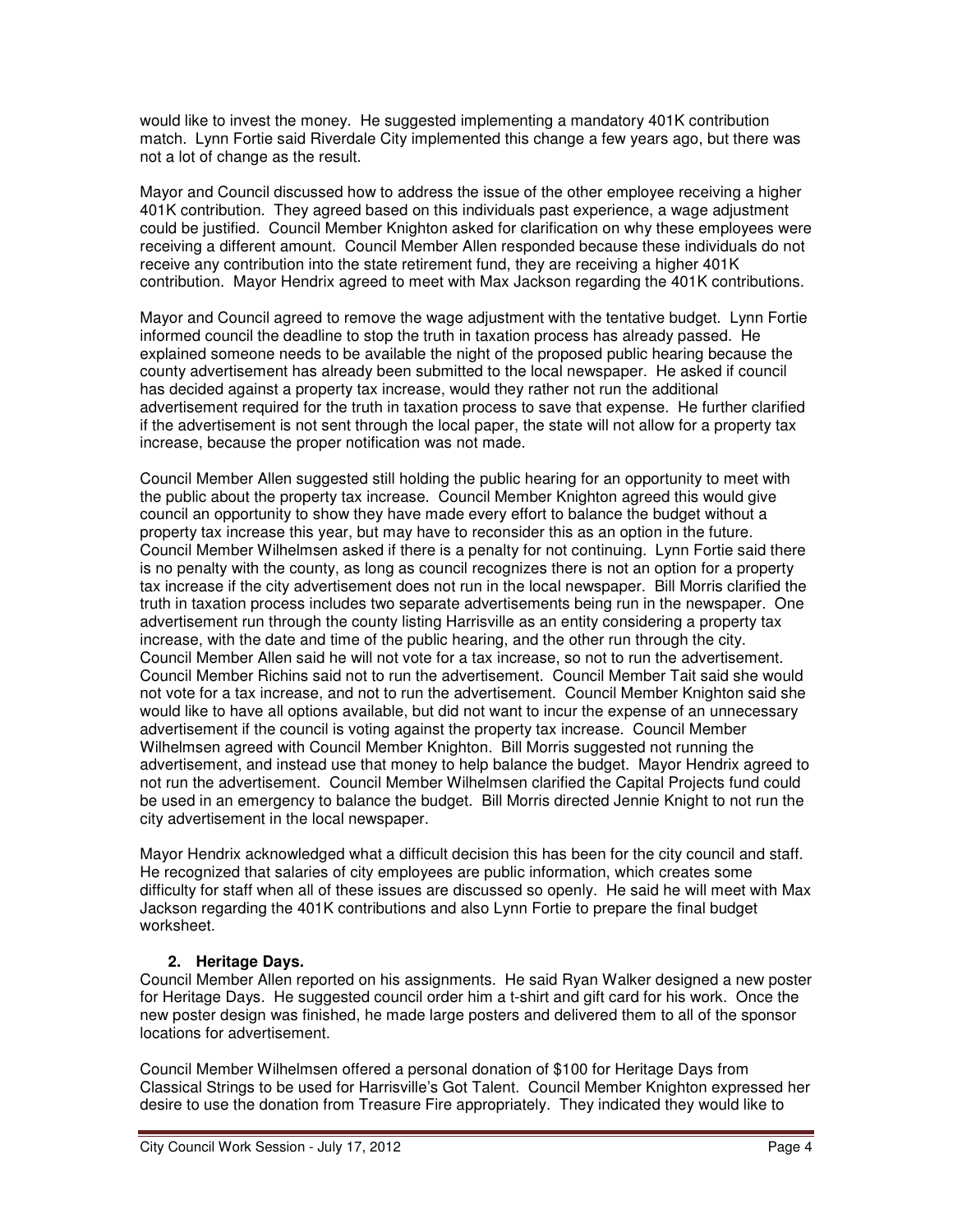would like to invest the money. He suggested implementing a mandatory 401K contribution match. Lynn Fortie said Riverdale City implemented this change a few years ago, but there was not a lot of change as the result.

Mayor and Council discussed how to address the issue of the other employee receiving a higher 401K contribution. They agreed based on this individuals past experience, a wage adjustment could be justified. Council Member Knighton asked for clarification on why these employees were receiving a different amount. Council Member Allen responded because these individuals do not receive any contribution into the state retirement fund, they are receiving a higher 401K contribution. Mayor Hendrix agreed to meet with Max Jackson regarding the 401K contributions.

Mayor and Council agreed to remove the wage adjustment with the tentative budget. Lynn Fortie informed council the deadline to stop the truth in taxation process has already passed. He explained someone needs to be available the night of the proposed public hearing because the county advertisement has already been submitted to the local newspaper. He asked if council has decided against a property tax increase, would they rather not run the additional advertisement required for the truth in taxation process to save that expense. He further clarified if the advertisement is not sent through the local paper, the state will not allow for a property tax increase, because the proper notification was not made.

Council Member Allen suggested still holding the public hearing for an opportunity to meet with the public about the property tax increase. Council Member Knighton agreed this would give council an opportunity to show they have made every effort to balance the budget without a property tax increase this year, but may have to reconsider this as an option in the future. Council Member Wilhelmsen asked if there is a penalty for not continuing. Lynn Fortie said there is no penalty with the county, as long as council recognizes there is not an option for a property tax increase if the city advertisement does not run in the local newspaper. Bill Morris clarified the truth in taxation process includes two separate advertisements being run in the newspaper. One advertisement run through the county listing Harrisville as an entity considering a property tax increase, with the date and time of the public hearing, and the other run through the city. Council Member Allen said he will not vote for a tax increase, so not to run the advertisement. Council Member Richins said not to run the advertisement. Council Member Tait said she would not vote for a tax increase, and not to run the advertisement. Council Member Knighton said she would like to have all options available, but did not want to incur the expense of an unnecessary advertisement if the council is voting against the property tax increase. Council Member Wilhelmsen agreed with Council Member Knighton. Bill Morris suggested not running the advertisement, and instead use that money to help balance the budget. Mayor Hendrix agreed to not run the advertisement. Council Member Wilhelmsen clarified the Capital Projects fund could be used in an emergency to balance the budget. Bill Morris directed Jennie Knight to not run the city advertisement in the local newspaper.

Mayor Hendrix acknowledged what a difficult decision this has been for the city council and staff. He recognized that salaries of city employees are public information, which creates some difficulty for staff when all of these issues are discussed so openly. He said he will meet with Max Jackson regarding the 401K contributions and also Lynn Fortie to prepare the final budget worksheet.

**2. Heritage Days.**

Council Member Allen reported on his assignments. He said Ryan Walker designed a new poster for Heritage Days. He suggested council order him a t-shirt and gift card for his work. Once the new poster design was finished, he made large posters and delivered them to all of the sponsor locations for advertisement.

Council Member Wilhelmsen offered a personal donation of $100 for Heritage Days from Classical Strings to be used for Harrisville's Got Talent. Council Member Knighton expressed her desire to use the donation from Treasure Fire appropriately. They indicated they would like to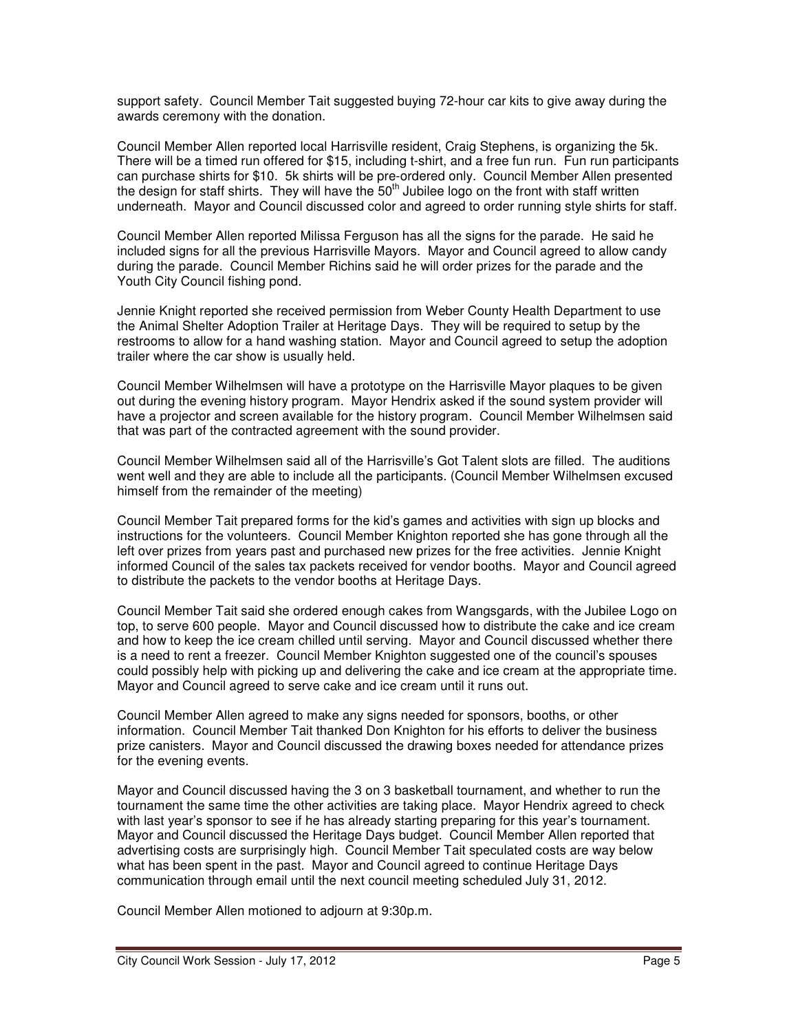support safety. Council Member Tait suggested buying 72-hour car kits to give away during the awards ceremony with the donation.

Council Member Allen reported local Harrisville resident, Craig Stephens, is organizing the 5k. There will be a timed run offered for $15, including t-shirt, and a free fun run. Fun run participants can purchase shirts for $10. 5k shirts will be pre-ordered only. Council Member Allen presented the design for staff shirts. They will have the 50th Jubilee logo on the front with staff written underneath. Mayor and Council discussed color and agreed to order running style shirts for staff.

Council Member Allen reported Milissa Ferguson has all the signs for the parade. He said he included signs for all the previous Harrisville Mayors. Mayor and Council agreed to allow candy during the parade. Council Member Richins said he will order prizes for the parade and the Youth City Council fishing pond.

Jennie Knight reported she received permission from Weber County Health Department to use the Animal Shelter Adoption Trailer at Heritage Days. They will be required to setup by the restrooms to allow for a hand washing station. Mayor and Council agreed to setup the adoption trailer where the car show is usually held.

Council Member Wilhelmsen will have a prototype on the Harrisville Mayor plaques to be given out during the evening history program. Mayor Hendrix asked if the sound system provider will have a projector and screen available for the history program. Council Member Wilhelmsen said that was part of the contracted agreement with the sound provider.

Council Member Wilhelmsen said all of the Harrisville's Got Talent slots are filled. The auditions went well and they are able to include all the participants. (Council Member Wilhelmsen excused himself from the remainder of the meeting)

Council Member Tait prepared forms for the kid's games and activities with sign up blocks and instructions for the volunteers. Council Member Knighton reported she has gone through all the left over prizes from years past and purchased new prizes for the free activities. Jennie Knight informed Council of the sales tax packets received for vendor booths. Mayor and Council agreed to distribute the packets to the vendor booths at Heritage Days.

Council Member Tait said she ordered enough cakes from Wangsgards, with the Jubilee Logo on top, to serve 600 people. Mayor and Council discussed how to distribute the cake and ice cream and how to keep the ice cream chilled until serving. Mayor and Council discussed whether there is a need to rent a freezer. Council Member Knighton suggested one of the council's spouses could possibly help with picking up and delivering the cake and ice cream at the appropriate time. Mayor and Council agreed to serve cake and ice cream until it runs out.

Council Member Allen agreed to make any signs needed for sponsors, booths, or other information. Council Member Tait thanked Don Knighton for his efforts to deliver the business prize canisters. Mayor and Council discussed the drawing boxes needed for attendance prizes for the evening events.

Mayor and Council discussed having the 3 on 3 basketball tournament, and whether to run the tournament the same time the other activities are taking place. Mayor Hendrix agreed to check with last year's sponsor to see if he has already starting preparing for this year's tournament. Mayor and Council discussed the Heritage Days budget. Council Member Allen reported that advertising costs are surprisingly high. Council Member Tait speculated costs are way below what has been spent in the past. Mayor and Council agreed to continue Heritage Days communication through email until the next council meeting scheduled July 31, 2012.

Council Member Allen motioned to adjourn at 9:30p.m.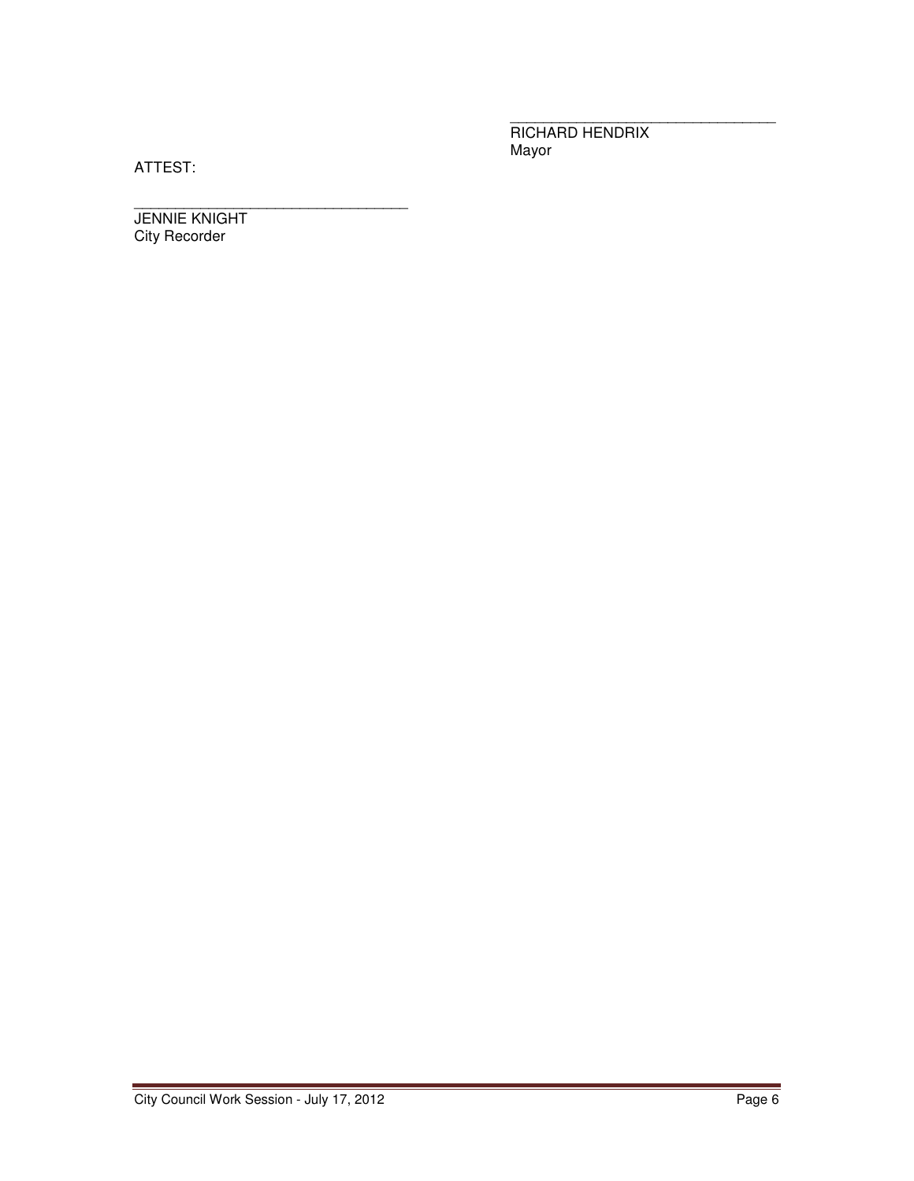\_\_\_\_\_\_\_\_\_\_\_\_\_\_\_\_\_\_\_\_\_\_\_\_\_\_\_\_\_\_\_\_
RICHARD HENDRIX
Mayor

ATTEST:

\_\_\_\_\_\_\_\_\_\_\_\_\_\_\_\_\_\_\_\_\_\_\_\_\_\_\_\_\_\_\_\_\_
JENNIE KNIGHT
City Recorder